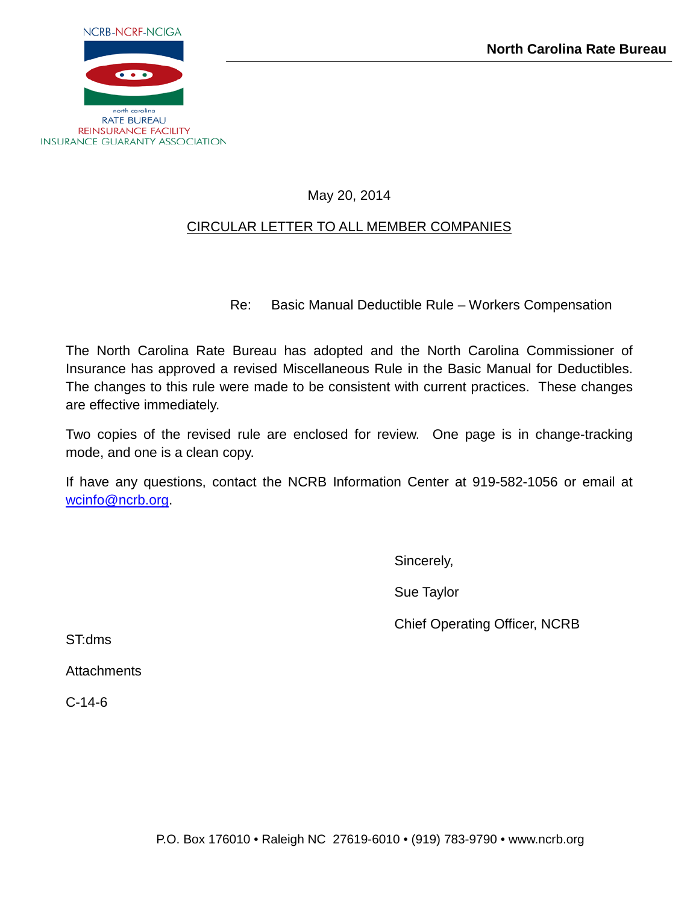NCRB-NCRF-NCIGA

north carolina
RATE BUREAU
REINSURANCE FACILITY
INSURANCE GUARANTY ASSOCIATION

**North Carolina Rate Bureau**

May 20, 2014

CIRCULAR LETTER TO ALL MEMBER COMPANIES

Re: Basic Manual Deductible Rule – Workers Compensation

The North Carolina Rate Bureau has adopted and the North Carolina Commissioner of Insurance has approved a revised Miscellaneous Rule in the Basic Manual for Deductibles. The changes to this rule were made to be consistent with current practices. These changes are effective immediately.

Two copies of the revised rule are enclosed for review. One page is in change-tracking mode, and one is a clean copy.

If have any questions, contact the NCRB Information Center at 919-582-1056 or email at wcinfo@ncrb.org.

Sincerely,

Sue Taylor

Chief Operating Officer, NCRB

ST:dms

Attachments

C-14-6

P.O. Box 176010 • Raleigh NC 27619-6010 • (919) 783-9790 • www.ncrb.org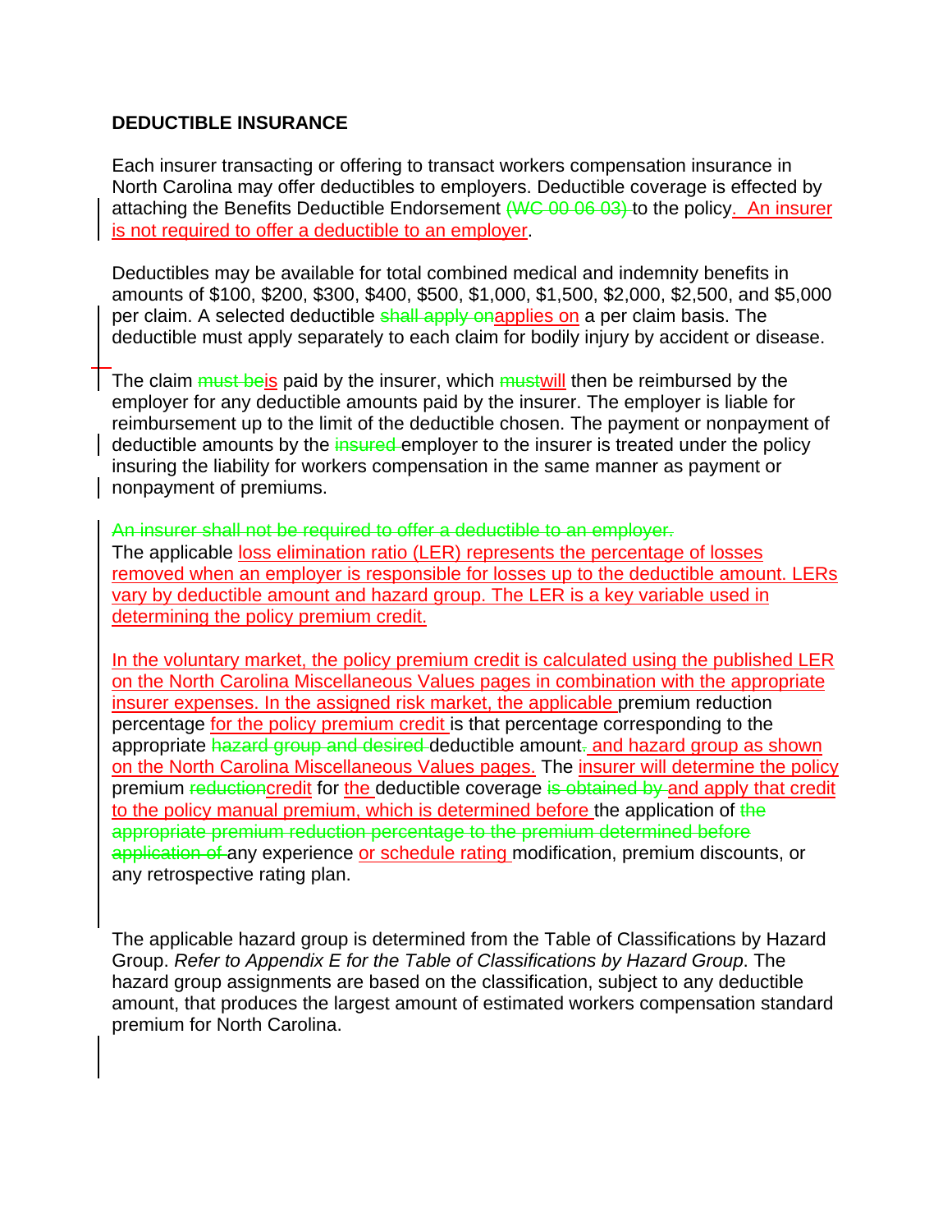**DEDUCTIBLE INSURANCE**

Each insurer transacting or offering to transact workers compensation insurance in North Carolina may offer deductibles to employers. Deductible coverage is effected by attaching the Benefits Deductible Endorsement ~~(WC 00 06 03)~~ to the policy. An insurer is not required to offer a deductible to an employer.

Deductibles may be available for total combined medical and indemnity benefits in amounts of $100, $200, $300, $400, $500, $1,000, $1,500, $2,000, $2,500, and $5,000 per claim. A selected deductible ~~shall apply on~~applies on a per claim basis. The deductible must apply separately to each claim for bodily injury by accident or disease.

The claim ~~must be~~is paid by the insurer, which ~~must~~will then be reimbursed by the employer for any deductible amounts paid by the insurer. The employer is liable for reimbursement up to the limit of the deductible chosen. The payment or nonpayment of deductible amounts by the ~~insured~~ employer to the insurer is treated under the policy insuring the liability for workers compensation in the same manner as payment or nonpayment of premiums.

~~An insurer shall not be required to offer a deductible to an employer.~~
The applicable loss elimination ratio (LER) represents the percentage of losses removed when an employer is responsible for losses up to the deductible amount. LERs vary by deductible amount and hazard group. The LER is a key variable used in determining the policy premium credit.

In the voluntary market, the policy premium credit is calculated using the published LER on the North Carolina Miscellaneous Values pages in combination with the appropriate insurer expenses. In the assigned risk market, the applicable premium reduction percentage for the policy premium credit is that percentage corresponding to the appropriate ~~hazard group and desired~~ deductible amount~~.~~ and hazard group as shown on the North Carolina Miscellaneous Values pages. The insurer will determine the policy premium ~~reduction~~credit for the deductible coverage ~~is obtained by~~ and apply that credit to the policy manual premium, which is determined before the application of ~~the appropriate premium reduction percentage to the premium determined before application of~~ any experience or schedule rating modification, premium discounts, or any retrospective rating plan.

The applicable hazard group is determined from the Table of Classifications by Hazard Group. *Refer to Appendix E for the Table of Classifications by Hazard Group*. The hazard group assignments are based on the classification, subject to any deductible amount, that produces the largest amount of estimated workers compensation standard premium for North Carolina.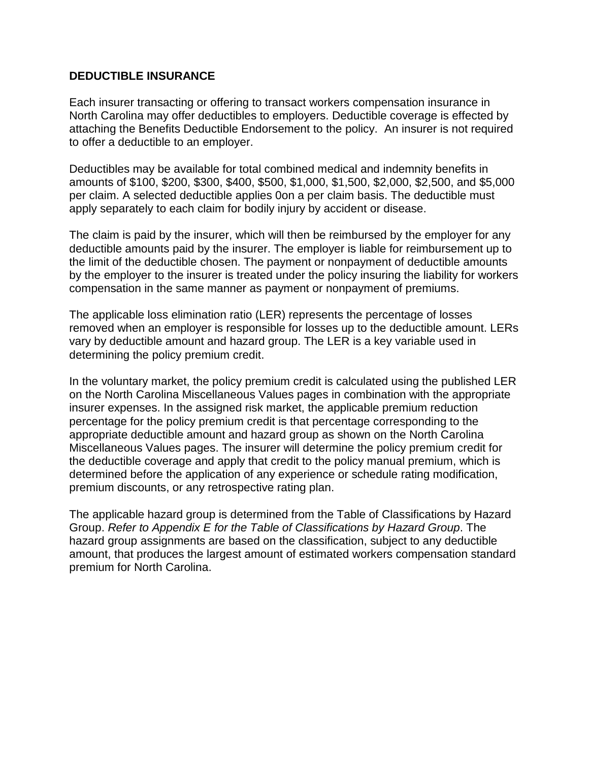**DEDUCTIBLE INSURANCE**

Each insurer transacting or offering to transact workers compensation insurance in North Carolina may offer deductibles to employers. Deductible coverage is effected by attaching the Benefits Deductible Endorsement to the policy. An insurer is not required to offer a deductible to an employer.

Deductibles may be available for total combined medical and indemnity benefits in amounts of $100, $200, $300, $400, $500, $1,000, $1,500, $2,000, $2,500, and $5,000 per claim. A selected deductible applies 0on a per claim basis. The deductible must apply separately to each claim for bodily injury by accident or disease.

The claim is paid by the insurer, which will then be reimbursed by the employer for any deductible amounts paid by the insurer. The employer is liable for reimbursement up to the limit of the deductible chosen. The payment or nonpayment of deductible amounts by the employer to the insurer is treated under the policy insuring the liability for workers compensation in the same manner as payment or nonpayment of premiums.

The applicable loss elimination ratio (LER) represents the percentage of losses removed when an employer is responsible for losses up to the deductible amount. LERs vary by deductible amount and hazard group. The LER is a key variable used in determining the policy premium credit.

In the voluntary market, the policy premium credit is calculated using the published LER on the North Carolina Miscellaneous Values pages in combination with the appropriate insurer expenses. In the assigned risk market, the applicable premium reduction percentage for the policy premium credit is that percentage corresponding to the appropriate deductible amount and hazard group as shown on the North Carolina Miscellaneous Values pages. The insurer will determine the policy premium credit for the deductible coverage and apply that credit to the policy manual premium, which is determined before the application of any experience or schedule rating modification, premium discounts, or any retrospective rating plan.

The applicable hazard group is determined from the Table of Classifications by Hazard Group. *Refer to Appendix E for the Table of Classifications by Hazard Group*. The hazard group assignments are based on the classification, subject to any deductible amount, that produces the largest amount of estimated workers compensation standard premium for North Carolina.